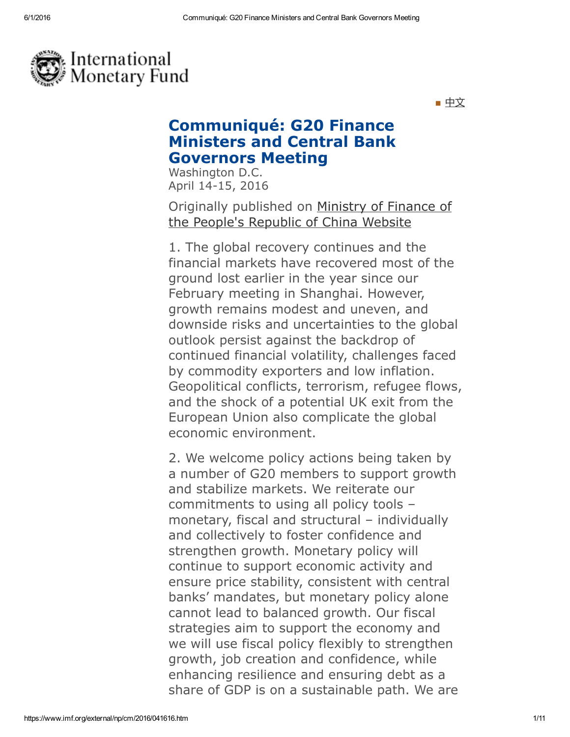International Monetary Fund

中文

# Communiqué: G20 Finance Ministers and Central Bank Governors Meeting

Washington D.C.
April 14-15, 2016

Originally published on Ministry of Finance of the People's Republic of China Website

1. The global recovery continues and the financial markets have recovered most of the ground lost earlier in the year since our February meeting in Shanghai. However, growth remains modest and uneven, and downside risks and uncertainties to the global outlook persist against the backdrop of continued financial volatility, challenges faced by commodity exporters and low inflation. Geopolitical conflicts, terrorism, refugee flows, and the shock of a potential UK exit from the European Union also complicate the global economic environment.

2. We welcome policy actions being taken by a number of G20 members to support growth and stabilize markets. We reiterate our commitments to using all policy tools – monetary, fiscal and structural – individually and collectively to foster confidence and strengthen growth. Monetary policy will continue to support economic activity and ensure price stability, consistent with central banks' mandates, but monetary policy alone cannot lead to balanced growth. Our fiscal strategies aim to support the economy and we will use fiscal policy flexibly to strengthen growth, job creation and confidence, while enhancing resilience and ensuring debt as a share of GDP is on a sustainable path. We are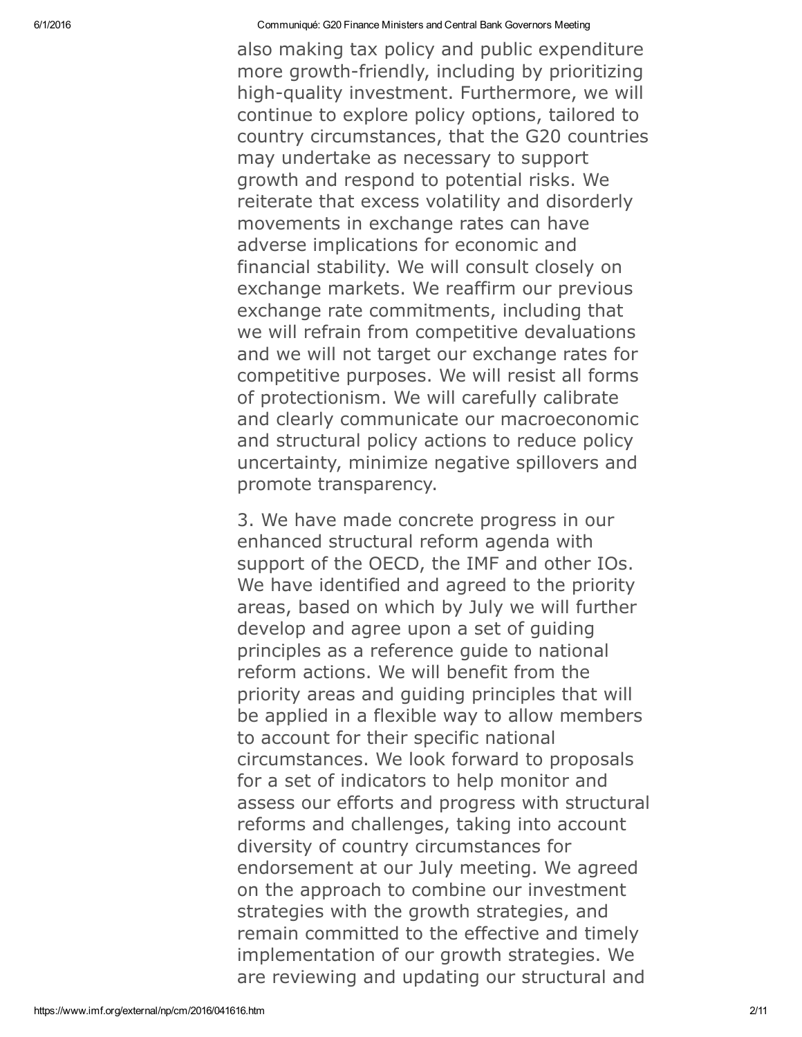also making tax policy and public expenditure more growth-friendly, including by prioritizing high-quality investment. Furthermore, we will continue to explore policy options, tailored to country circumstances, that the G20 countries may undertake as necessary to support growth and respond to potential risks. We reiterate that excess volatility and disorderly movements in exchange rates can have adverse implications for economic and financial stability. We will consult closely on exchange markets. We reaffirm our previous exchange rate commitments, including that we will refrain from competitive devaluations and we will not target our exchange rates for competitive purposes. We will resist all forms of protectionism. We will carefully calibrate and clearly communicate our macroeconomic and structural policy actions to reduce policy uncertainty, minimize negative spillovers and promote transparency.

3. We have made concrete progress in our enhanced structural reform agenda with support of the OECD, the IMF and other IOs. We have identified and agreed to the priority areas, based on which by July we will further develop and agree upon a set of guiding principles as a reference guide to national reform actions. We will benefit from the priority areas and guiding principles that will be applied in a flexible way to allow members to account for their specific national circumstances. We look forward to proposals for a set of indicators to help monitor and assess our efforts and progress with structural reforms and challenges, taking into account diversity of country circumstances for endorsement at our July meeting. We agreed on the approach to combine our investment strategies with the growth strategies, and remain committed to the effective and timely implementation of our growth strategies. We are reviewing and updating our structural and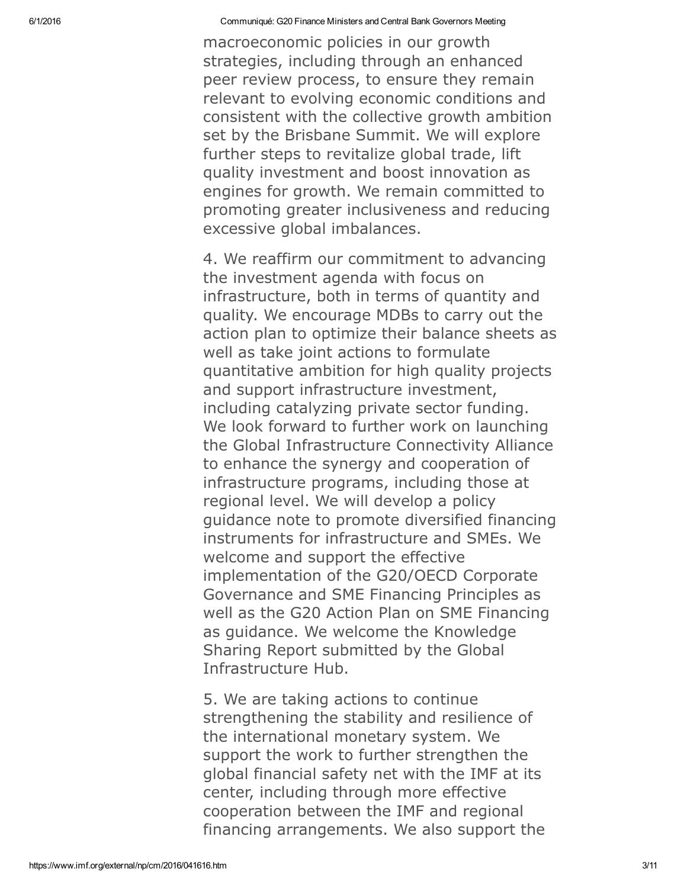macroeconomic policies in our growth strategies, including through an enhanced peer review process, to ensure they remain relevant to evolving economic conditions and consistent with the collective growth ambition set by the Brisbane Summit. We will explore further steps to revitalize global trade, lift quality investment and boost innovation as engines for growth. We remain committed to promoting greater inclusiveness and reducing excessive global imbalances.

4. We reaffirm our commitment to advancing the investment agenda with focus on infrastructure, both in terms of quantity and quality. We encourage MDBs to carry out the action plan to optimize their balance sheets as well as take joint actions to formulate quantitative ambition for high quality projects and support infrastructure investment, including catalyzing private sector funding. We look forward to further work on launching the Global Infrastructure Connectivity Alliance to enhance the synergy and cooperation of infrastructure programs, including those at regional level. We will develop a policy guidance note to promote diversified financing instruments for infrastructure and SMEs. We welcome and support the effective implementation of the G20/OECD Corporate Governance and SME Financing Principles as well as the G20 Action Plan on SME Financing as guidance. We welcome the Knowledge Sharing Report submitted by the Global Infrastructure Hub.

5. We are taking actions to continue strengthening the stability and resilience of the international monetary system. We support the work to further strengthen the global financial safety net with the IMF at its center, including through more effective cooperation between the IMF and regional financing arrangements. We also support the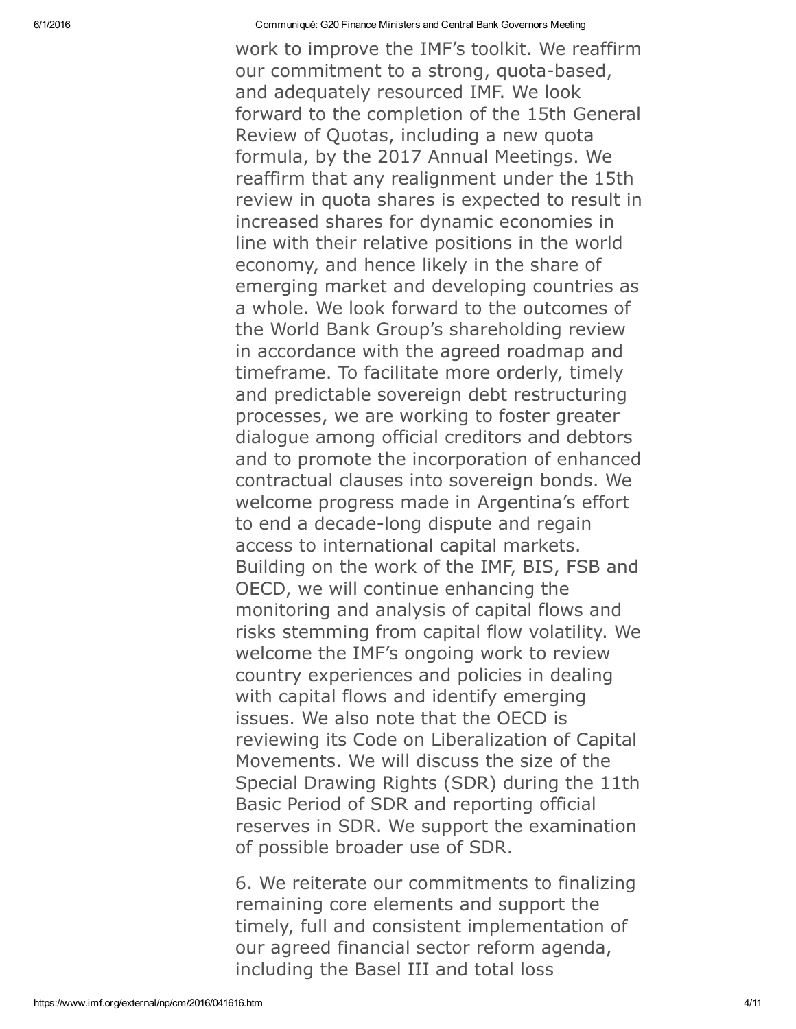work to improve the IMF's toolkit. We reaffirm our commitment to a strong, quota-based, and adequately resourced IMF. We look forward to the completion of the 15th General Review of Quotas, including a new quota formula, by the 2017 Annual Meetings. We reaffirm that any realignment under the 15th review in quota shares is expected to result in increased shares for dynamic economies in line with their relative positions in the world economy, and hence likely in the share of emerging market and developing countries as a whole. We look forward to the outcomes of the World Bank Group's shareholding review in accordance with the agreed roadmap and timeframe. To facilitate more orderly, timely and predictable sovereign debt restructuring processes, we are working to foster greater dialogue among official creditors and debtors and to promote the incorporation of enhanced contractual clauses into sovereign bonds. We welcome progress made in Argentina's effort to end a decade-long dispute and regain access to international capital markets. Building on the work of the IMF, BIS, FSB and OECD, we will continue enhancing the monitoring and analysis of capital flows and risks stemming from capital flow volatility. We welcome the IMF's ongoing work to review country experiences and policies in dealing with capital flows and identify emerging issues. We also note that the OECD is reviewing its Code on Liberalization of Capital Movements. We will discuss the size of the Special Drawing Rights (SDR) during the 11th Basic Period of SDR and reporting official reserves in SDR. We support the examination of possible broader use of SDR.

6. We reiterate our commitments to finalizing remaining core elements and support the timely, full and consistent implementation of our agreed financial sector reform agenda, including the Basel III and total loss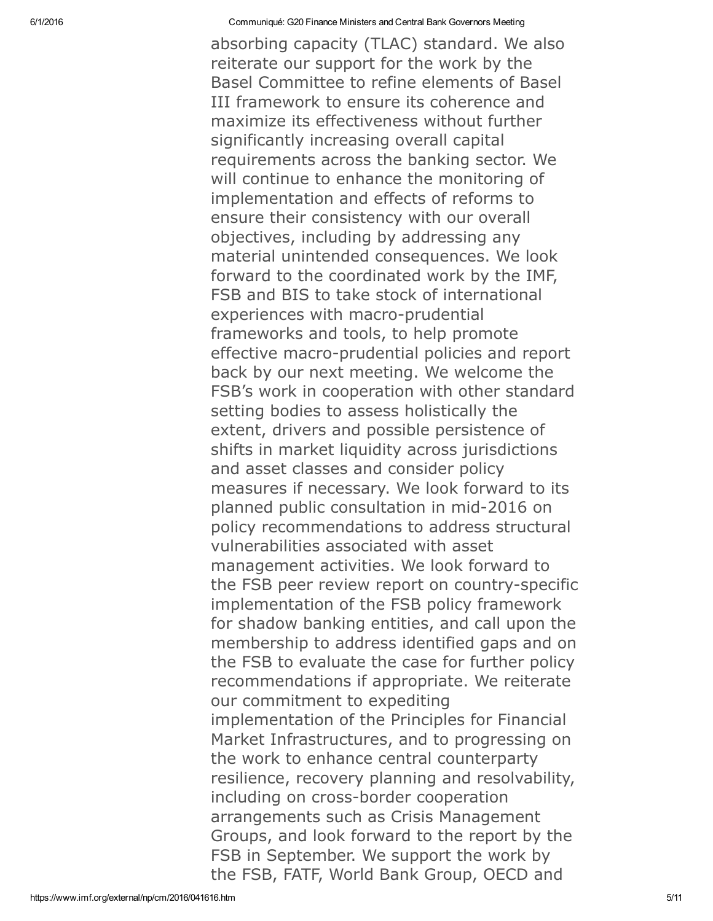absorbing capacity (TLAC) standard. We also reiterate our support for the work by the Basel Committee to refine elements of Basel III framework to ensure its coherence and maximize its effectiveness without further significantly increasing overall capital requirements across the banking sector. We will continue to enhance the monitoring of implementation and effects of reforms to ensure their consistency with our overall objectives, including by addressing any material unintended consequences. We look forward to the coordinated work by the IMF, FSB and BIS to take stock of international experiences with macro-prudential frameworks and tools, to help promote effective macro-prudential policies and report back by our next meeting. We welcome the FSB's work in cooperation with other standard setting bodies to assess holistically the extent, drivers and possible persistence of shifts in market liquidity across jurisdictions and asset classes and consider policy measures if necessary. We look forward to its planned public consultation in mid-2016 on policy recommendations to address structural vulnerabilities associated with asset management activities. We look forward to the FSB peer review report on country-specific implementation of the FSB policy framework for shadow banking entities, and call upon the membership to address identified gaps and on the FSB to evaluate the case for further policy recommendations if appropriate. We reiterate our commitment to expediting implementation of the Principles for Financial Market Infrastructures, and to progressing on the work to enhance central counterparty resilience, recovery planning and resolvability, including on cross-border cooperation arrangements such as Crisis Management Groups, and look forward to the report by the FSB in September. We support the work by the FSB, FATF, World Bank Group, OECD and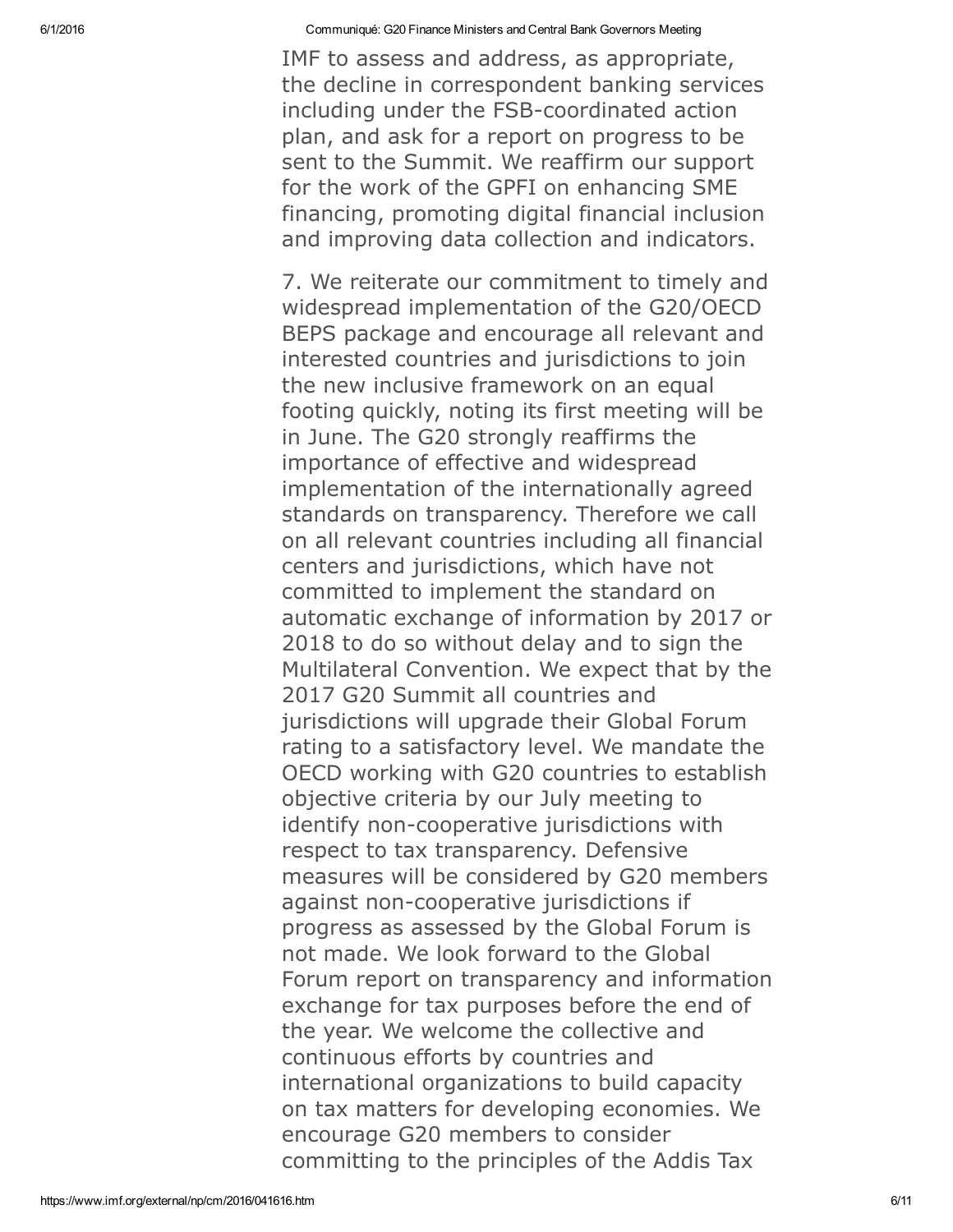IMF to assess and address, as appropriate, the decline in correspondent banking services including under the FSB-coordinated action plan, and ask for a report on progress to be sent to the Summit. We reaffirm our support for the work of the GPFI on enhancing SME financing, promoting digital financial inclusion and improving data collection and indicators.

7. We reiterate our commitment to timely and widespread implementation of the G20/OECD BEPS package and encourage all relevant and interested countries and jurisdictions to join the new inclusive framework on an equal footing quickly, noting its first meeting will be in June. The G20 strongly reaffirms the importance of effective and widespread implementation of the internationally agreed standards on transparency. Therefore we call on all relevant countries including all financial centers and jurisdictions, which have not committed to implement the standard on automatic exchange of information by 2017 or 2018 to do so without delay and to sign the Multilateral Convention. We expect that by the 2017 G20 Summit all countries and jurisdictions will upgrade their Global Forum rating to a satisfactory level. We mandate the OECD working with G20 countries to establish objective criteria by our July meeting to identify non-cooperative jurisdictions with respect to tax transparency. Defensive measures will be considered by G20 members against non-cooperative jurisdictions if progress as assessed by the Global Forum is not made. We look forward to the Global Forum report on transparency and information exchange for tax purposes before the end of the year. We welcome the collective and continuous efforts by countries and international organizations to build capacity on tax matters for developing economies. We encourage G20 members to consider committing to the principles of the Addis Tax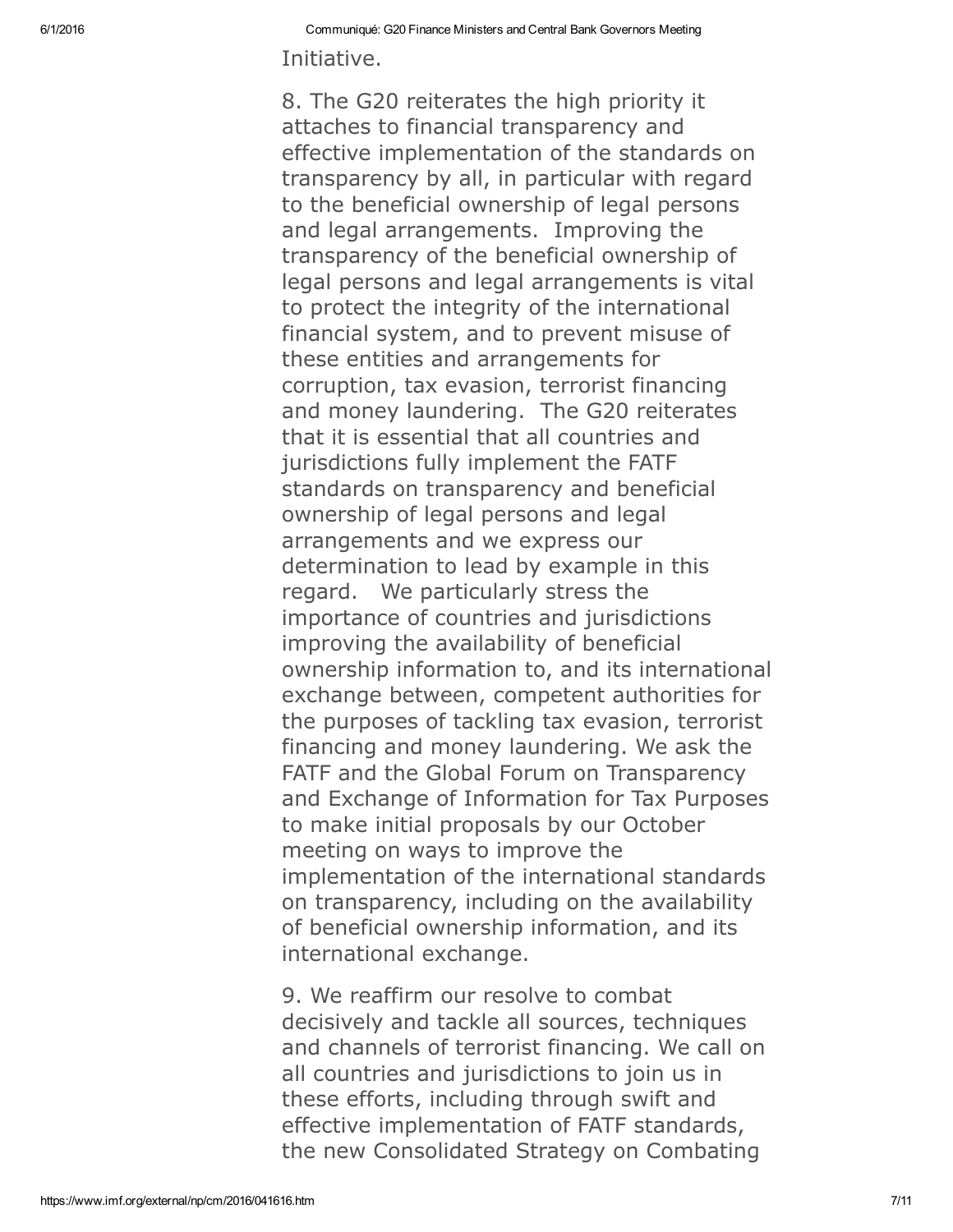Initiative.

8. The G20 reiterates the high priority it attaches to financial transparency and effective implementation of the standards on transparency by all, in particular with regard to the beneficial ownership of legal persons and legal arrangements. Improving the transparency of the beneficial ownership of legal persons and legal arrangements is vital to protect the integrity of the international financial system, and to prevent misuse of these entities and arrangements for corruption, tax evasion, terrorist financing and money laundering. The G20 reiterates that it is essential that all countries and jurisdictions fully implement the FATF standards on transparency and beneficial ownership of legal persons and legal arrangements and we express our determination to lead by example in this regard. We particularly stress the importance of countries and jurisdictions improving the availability of beneficial ownership information to, and its international exchange between, competent authorities for the purposes of tackling tax evasion, terrorist financing and money laundering. We ask the FATF and the Global Forum on Transparency and Exchange of Information for Tax Purposes to make initial proposals by our October meeting on ways to improve the implementation of the international standards on transparency, including on the availability of beneficial ownership information, and its international exchange.

9. We reaffirm our resolve to combat decisively and tackle all sources, techniques and channels of terrorist financing. We call on all countries and jurisdictions to join us in these efforts, including through swift and effective implementation of FATF standards, the new Consolidated Strategy on Combating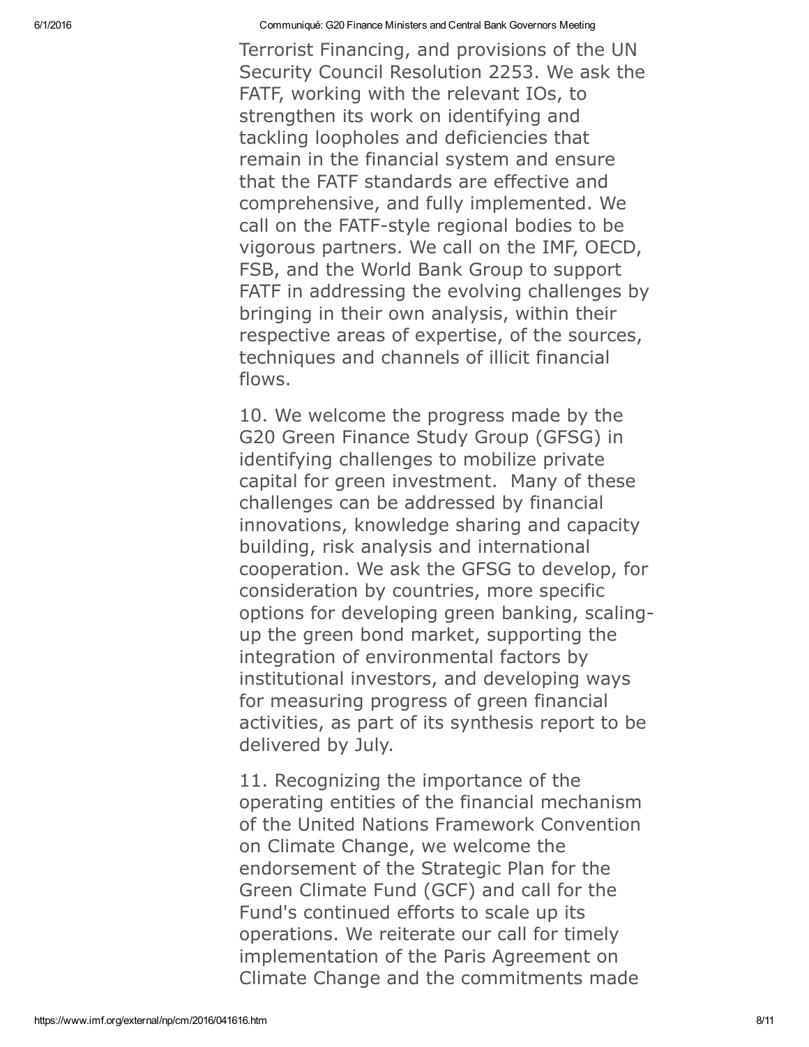Terrorist Financing, and provisions of the UN Security Council Resolution 2253. We ask the FATF, working with the relevant IOs, to strengthen its work on identifying and tackling loopholes and deficiencies that remain in the financial system and ensure that the FATF standards are effective and comprehensive, and fully implemented. We call on the FATF-style regional bodies to be vigorous partners. We call on the IMF, OECD, FSB, and the World Bank Group to support FATF in addressing the evolving challenges by bringing in their own analysis, within their respective areas of expertise, of the sources, techniques and channels of illicit financial flows.

10. We welcome the progress made by the G20 Green Finance Study Group (GFSG) in identifying challenges to mobilize private capital for green investment. Many of these challenges can be addressed by financial innovations, knowledge sharing and capacity building, risk analysis and international cooperation. We ask the GFSG to develop, for consideration by countries, more specific options for developing green banking, scaling-up the green bond market, supporting the integration of environmental factors by institutional investors, and developing ways for measuring progress of green financial activities, as part of its synthesis report to be delivered by July.

11. Recognizing the importance of the operating entities of the financial mechanism of the United Nations Framework Convention on Climate Change, we welcome the endorsement of the Strategic Plan for the Green Climate Fund (GCF) and call for the Fund's continued efforts to scale up its operations. We reiterate our call for timely implementation of the Paris Agreement on Climate Change and the commitments made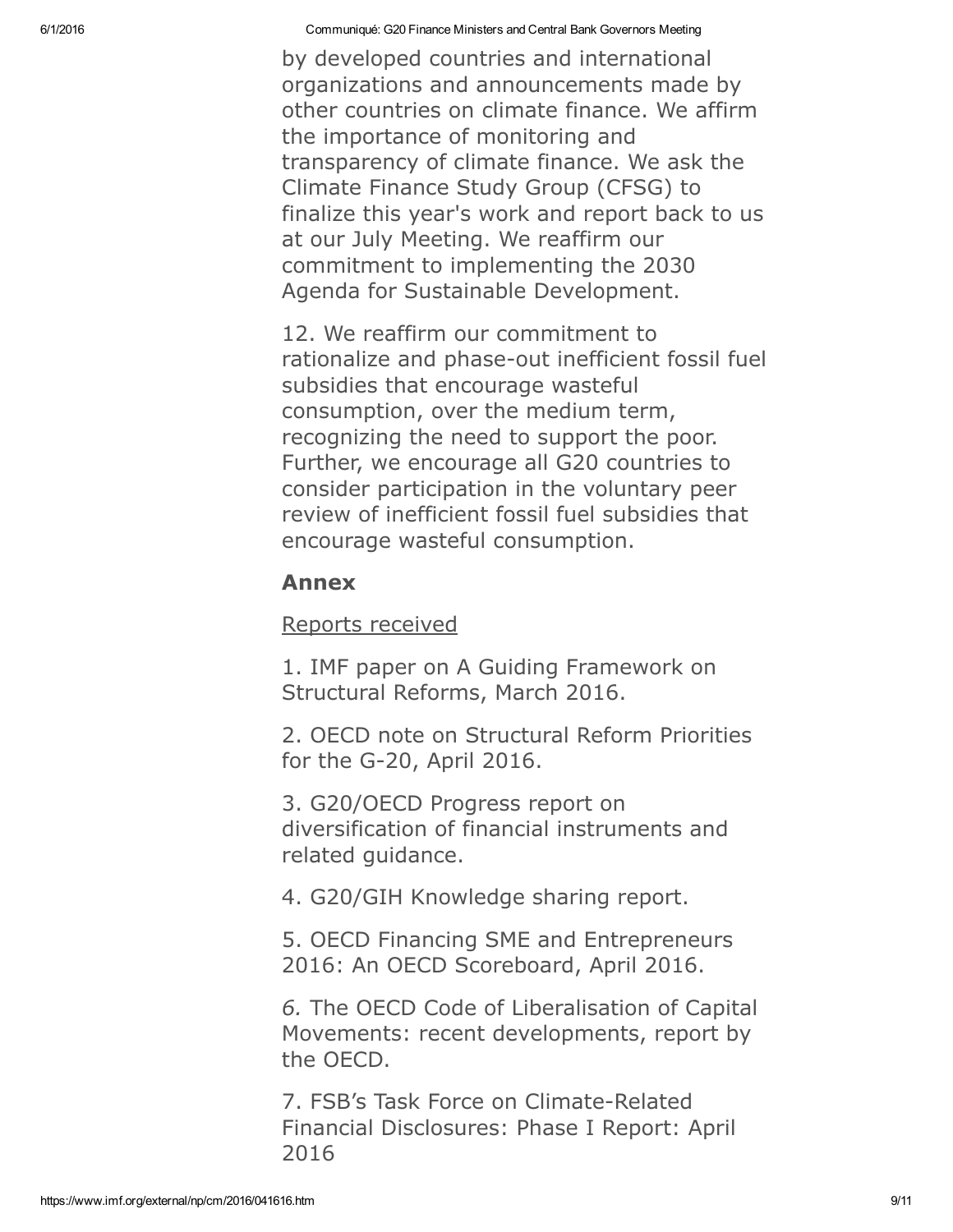by developed countries and international organizations and announcements made by other countries on climate finance. We affirm the importance of monitoring and transparency of climate finance. We ask the Climate Finance Study Group (CFSG) to finalize this year's work and report back to us at our July Meeting. We reaffirm our commitment to implementing the 2030 Agenda for Sustainable Development.

12. We reaffirm our commitment to rationalize and phase-out inefficient fossil fuel subsidies that encourage wasteful consumption, over the medium term, recognizing the need to support the poor. Further, we encourage all G20 countries to consider participation in the voluntary peer review of inefficient fossil fuel subsidies that encourage wasteful consumption.

### Annex

Reports received

1. IMF paper on A Guiding Framework on Structural Reforms, March 2016.

2. OECD note on Structural Reform Priorities for the G-20, April 2016.

3. G20/OECD Progress report on diversification of financial instruments and related guidance.

4. G20/GIH Knowledge sharing report.

5. OECD Financing SME and Entrepreneurs 2016: An OECD Scoreboard, April 2016.

6. The OECD Code of Liberalisation of Capital Movements: recent developments, report by the OECD.

7. FSB's Task Force on Climate-Related Financial Disclosures: Phase I Report: April 2016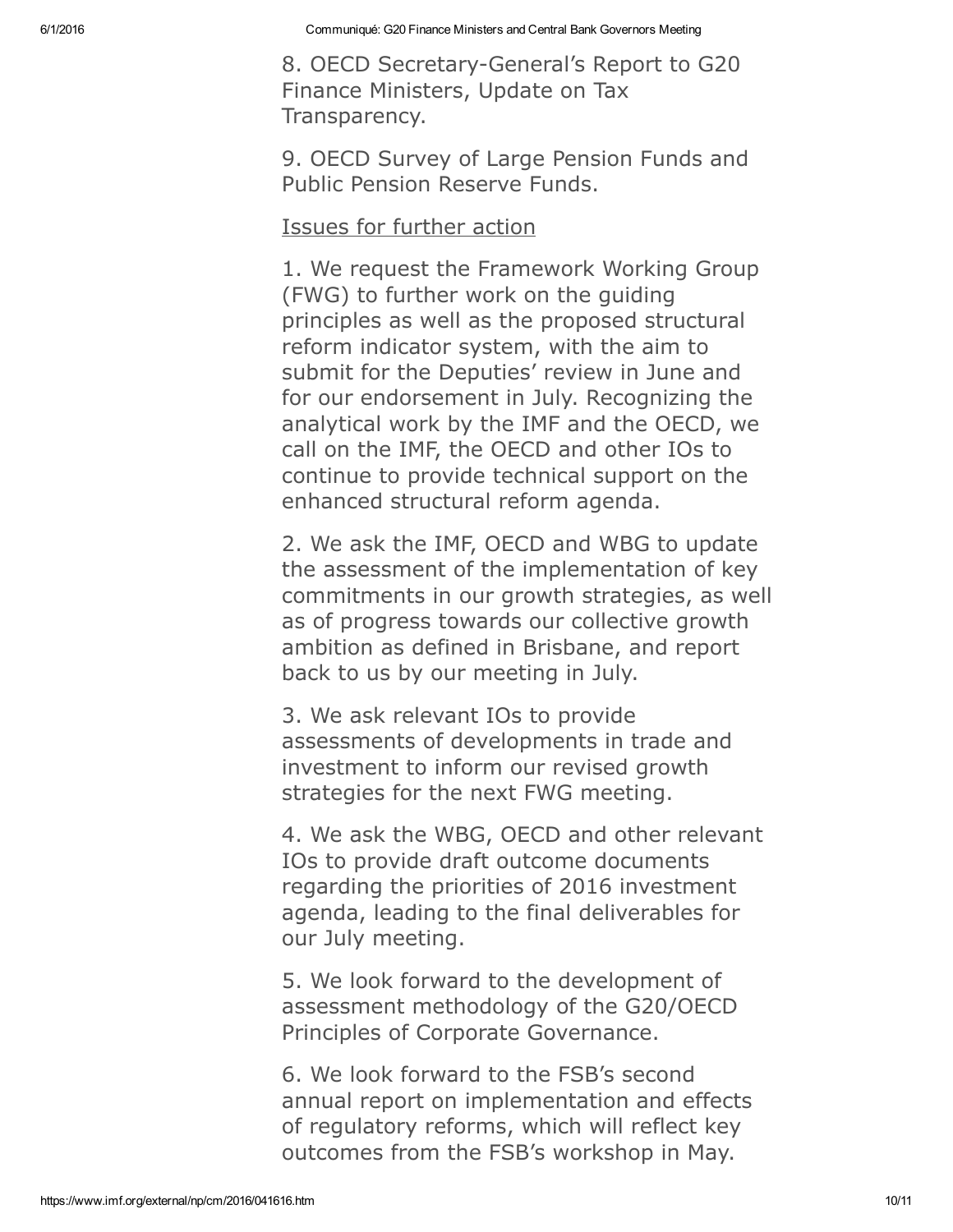8. OECD Secretary-General's Report to G20 Finance Ministers, Update on Tax Transparency.

9. OECD Survey of Large Pension Funds and Public Pension Reserve Funds.

<u>Issues for further action</u>

1. We request the Framework Working Group (FWG) to further work on the guiding principles as well as the proposed structural reform indicator system, with the aim to submit for the Deputies' review in June and for our endorsement in July. Recognizing the analytical work by the IMF and the OECD, we call on the IMF, the OECD and other IOs to continue to provide technical support on the enhanced structural reform agenda.

2. We ask the IMF, OECD and WBG to update the assessment of the implementation of key commitments in our growth strategies, as well as of progress towards our collective growth ambition as defined in Brisbane, and report back to us by our meeting in July.

3. We ask relevant IOs to provide assessments of developments in trade and investment to inform our revised growth strategies for the next FWG meeting.

4. We ask the WBG, OECD and other relevant IOs to provide draft outcome documents regarding the priorities of 2016 investment agenda, leading to the final deliverables for our July meeting.

5. We look forward to the development of assessment methodology of the G20/OECD Principles of Corporate Governance.

6. We look forward to the FSB's second annual report on implementation and effects of regulatory reforms, which will reflect key outcomes from the FSB's workshop in May.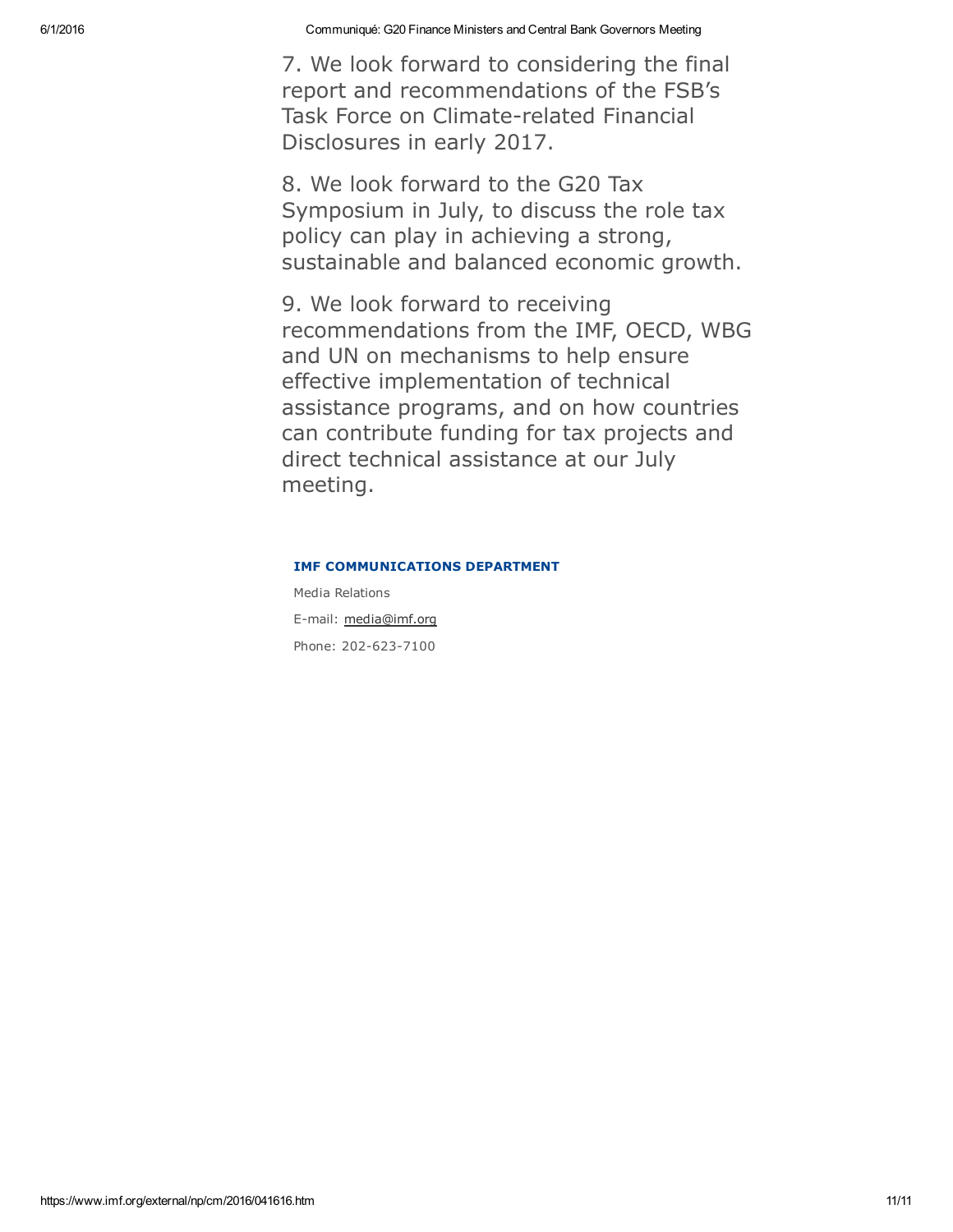7. We look forward to considering the final report and recommendations of the FSB's Task Force on Climate-related Financial Disclosures in early 2017.

8. We look forward to the G20 Tax Symposium in July, to discuss the role tax policy can play in achieving a strong, sustainable and balanced economic growth.

9. We look forward to receiving recommendations from the IMF, OECD, WBG and UN on mechanisms to help ensure effective implementation of technical assistance programs, and on how countries can contribute funding for tax projects and direct technical assistance at our July meeting.

**IMF COMMUNICATIONS DEPARTMENT**

Media Relations

E-mail: media@imf.org

Phone: 202-623-7100